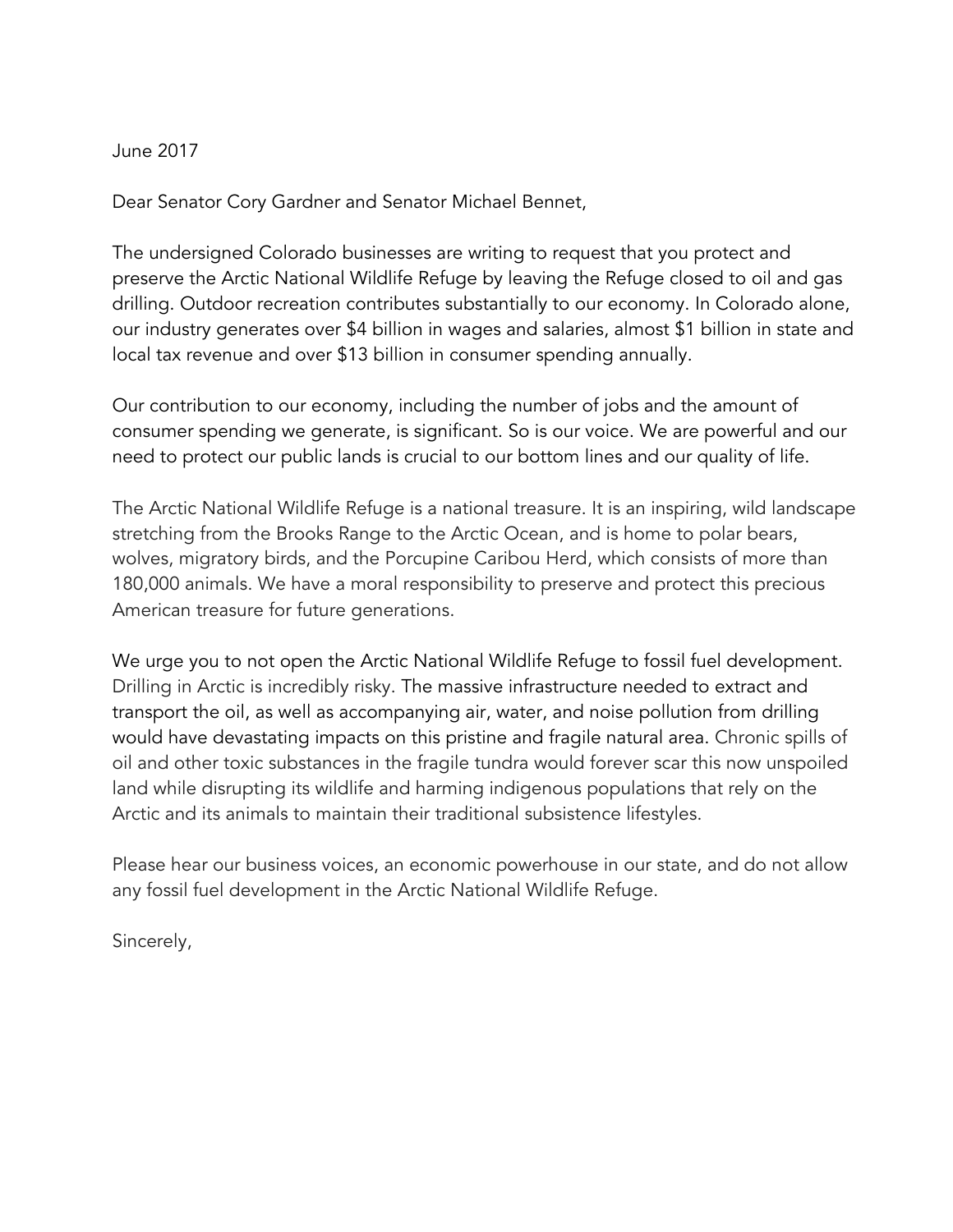June 2017

Dear Senator Cory Gardner and Senator Michael Bennet,

The undersigned Colorado businesses are writing to request that you protect and preserve the Arctic National Wildlife Refuge by leaving the Refuge closed to oil and gas drilling. Outdoor recreation contributes substantially to our economy. In Colorado alone, our industry generates over $4 billion in wages and salaries, almost $1 billion in state and local tax revenue and over $13 billion in consumer spending annually.

Our contribution to our economy, including the number of jobs and the amount of consumer spending we generate, is significant. So is our voice. We are powerful and our need to protect our public lands is crucial to our bottom lines and our quality of life.

The Arctic National Wildlife Refuge is a national treasure. It is an inspiring, wild landscape stretching from the Brooks Range to the Arctic Ocean, and is home to polar bears, wolves, migratory birds, and the Porcupine Caribou Herd, which consists of more than 180,000 animals. We have a moral responsibility to preserve and protect this precious American treasure for future generations.

We urge you to not open the Arctic National Wildlife Refuge to fossil fuel development. Drilling in Arctic is incredibly risky. The massive infrastructure needed to extract and transport the oil, as well as accompanying air, water, and noise pollution from drilling would have devastating impacts on this pristine and fragile natural area. Chronic spills of oil and other toxic substances in the fragile tundra would forever scar this now unspoiled land while disrupting its wildlife and harming indigenous populations that rely on the Arctic and its animals to maintain their traditional subsistence lifestyles.

Please hear our business voices, an economic powerhouse in our state, and do not allow any fossil fuel development in the Arctic National Wildlife Refuge.

Sincerely,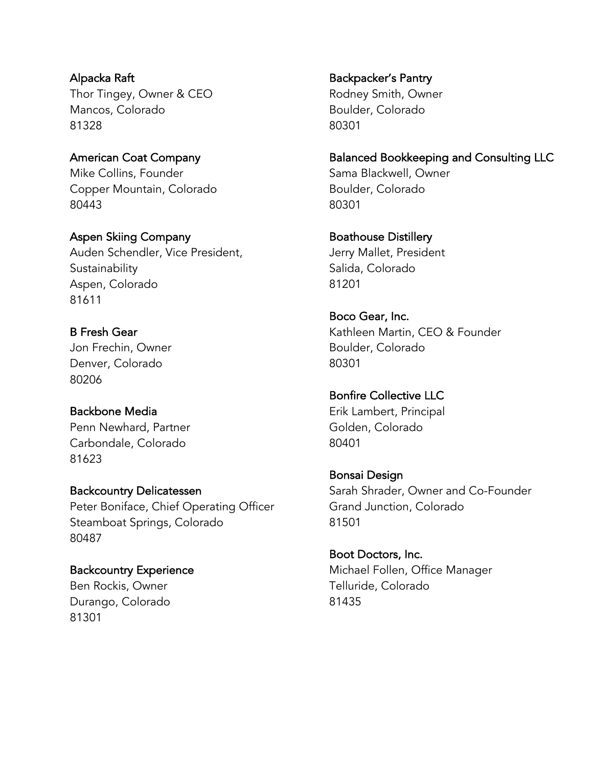Alpacka Raft
Thor Tingey, Owner & CEO
Mancos, Colorado
81328

American Coat Company
Mike Collins, Founder
Copper Mountain, Colorado
80443

Aspen Skiing Company
Auden Schendler, Vice President, Sustainability
Aspen, Colorado
81611

B Fresh Gear
Jon Frechin, Owner
Denver, Colorado
80206

Backbone Media
Penn Newhard, Partner
Carbondale, Colorado
81623

Backcountry Delicatessen
Peter Boniface, Chief Operating Officer
Steamboat Springs, Colorado
80487

Backcountry Experience
Ben Rockis, Owner
Durango, Colorado
81301

Backpacker's Pantry
Rodney Smith, Owner
Boulder, Colorado
80301

Balanced Bookkeeping and Consulting LLC
Sama Blackwell, Owner
Boulder, Colorado
80301

Boathouse Distillery
Jerry Mallet, President
Salida, Colorado
81201

Boco Gear, Inc.
Kathleen Martin, CEO & Founder
Boulder, Colorado
80301

Bonfire Collective LLC
Erik Lambert, Principal
Golden, Colorado
80401

Bonsai Design
Sarah Shrader, Owner and Co-Founder
Grand Junction, Colorado
81501

Boot Doctors, Inc.
Michael Follen, Office Manager
Telluride, Colorado
81435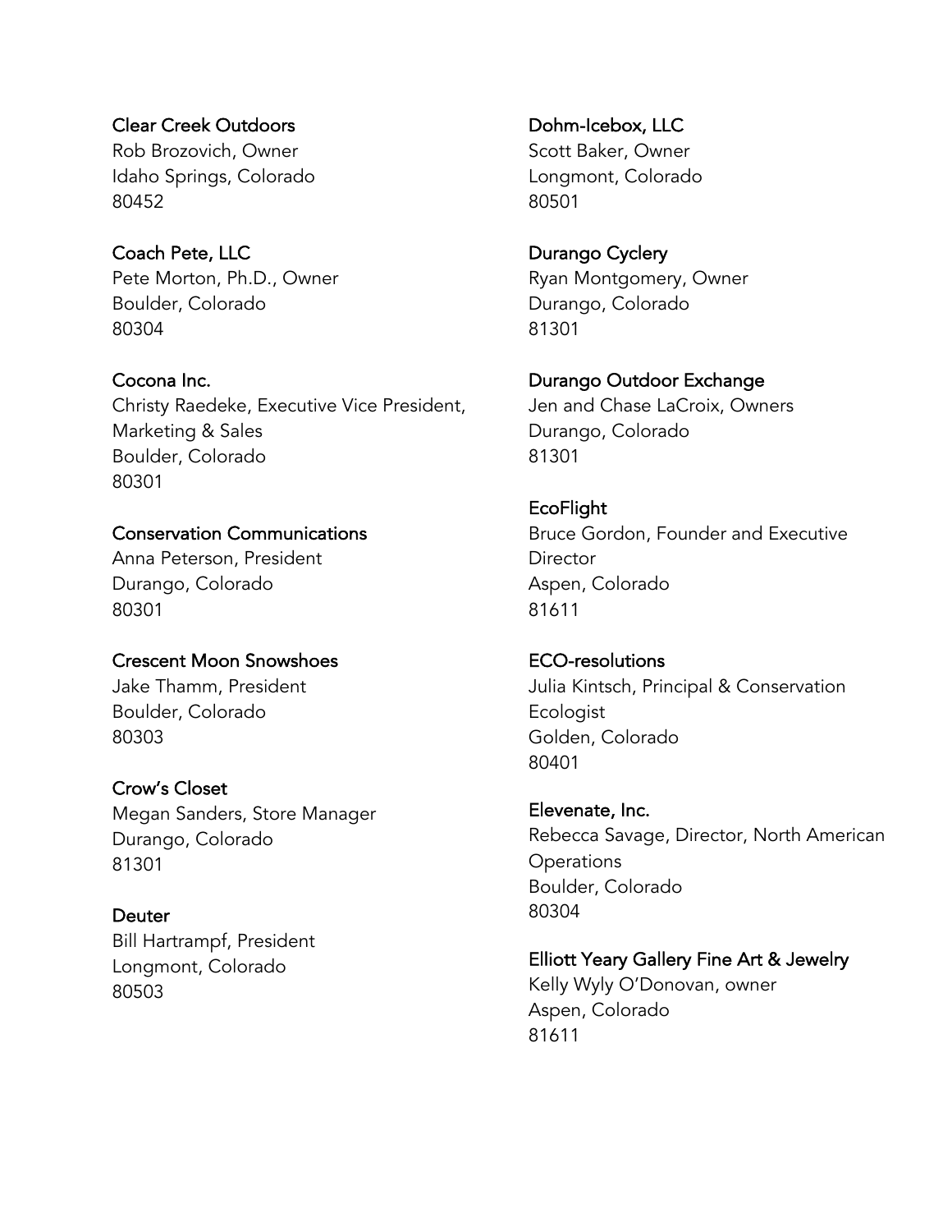Clear Creek Outdoors
Rob Brozovich, Owner
Idaho Springs, Colorado
80452

Coach Pete, LLC
Pete Morton, Ph.D., Owner
Boulder, Colorado
80304

Cocona Inc.
Christy Raedeke, Executive Vice President, Marketing & Sales
Boulder, Colorado
80301

Conservation Communications
Anna Peterson, President
Durango, Colorado
80301

Crescent Moon Snowshoes
Jake Thamm, President
Boulder, Colorado
80303

Crow's Closet
Megan Sanders, Store Manager
Durango, Colorado
81301

Deuter
Bill Hartrampf, President
Longmont, Colorado
80503

Dohm-Icebox, LLC
Scott Baker, Owner
Longmont, Colorado
80501

Durango Cyclery
Ryan Montgomery, Owner
Durango, Colorado
81301

Durango Outdoor Exchange
Jen and Chase LaCroix, Owners
Durango, Colorado
81301

EcoFlight
Bruce Gordon, Founder and Executive Director
Aspen, Colorado
81611

ECO-resolutions
Julia Kintsch, Principal & Conservation Ecologist
Golden, Colorado
80401

Elevenate, Inc.
Rebecca Savage, Director, North American Operations
Boulder, Colorado
80304

Elliott Yeary Gallery Fine Art & Jewelry
Kelly Wyly O'Donovan, owner
Aspen, Colorado
81611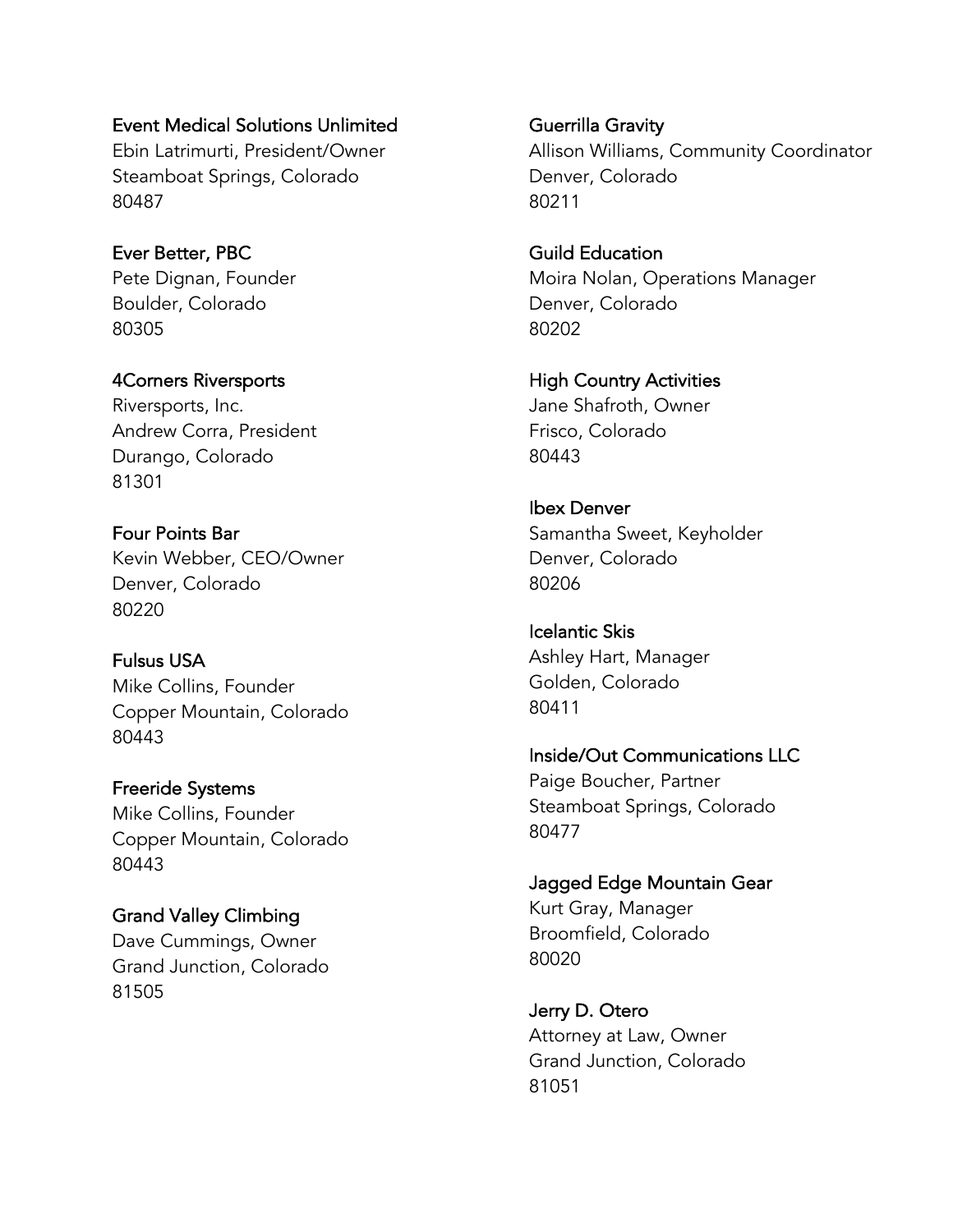**Event Medical Solutions Unlimited**
Ebin Latrimurti, President/Owner
Steamboat Springs, Colorado
80487

**Ever Better, PBC**
Pete Dignan, Founder
Boulder, Colorado
80305

**4Corners Riversports**
Riversports, Inc.
Andrew Corra, President
Durango, Colorado
81301

**Four Points Bar**
Kevin Webber, CEO/Owner
Denver, Colorado
80220

**Fulsus USA**
Mike Collins, Founder
Copper Mountain, Colorado
80443

**Freeride Systems**
Mike Collins, Founder
Copper Mountain, Colorado
80443

**Grand Valley Climbing**
Dave Cummings, Owner
Grand Junction, Colorado
81505

**Guerrilla Gravity**
Allison Williams, Community Coordinator
Denver, Colorado
80211

**Guild Education**
Moira Nolan, Operations Manager
Denver, Colorado
80202

**High Country Activities**
Jane Shafroth, Owner
Frisco, Colorado
80443

**Ibex Denver**
Samantha Sweet, Keyholder
Denver, Colorado
80206

**Icelantic Skis**
Ashley Hart, Manager
Golden, Colorado
80411

**Inside/Out Communications LLC**
Paige Boucher, Partner
Steamboat Springs, Colorado
80477

**Jagged Edge Mountain Gear**
Kurt Gray, Manager
Broomfield, Colorado
80020

**Jerry D. Otero**
Attorney at Law, Owner
Grand Junction, Colorado
81051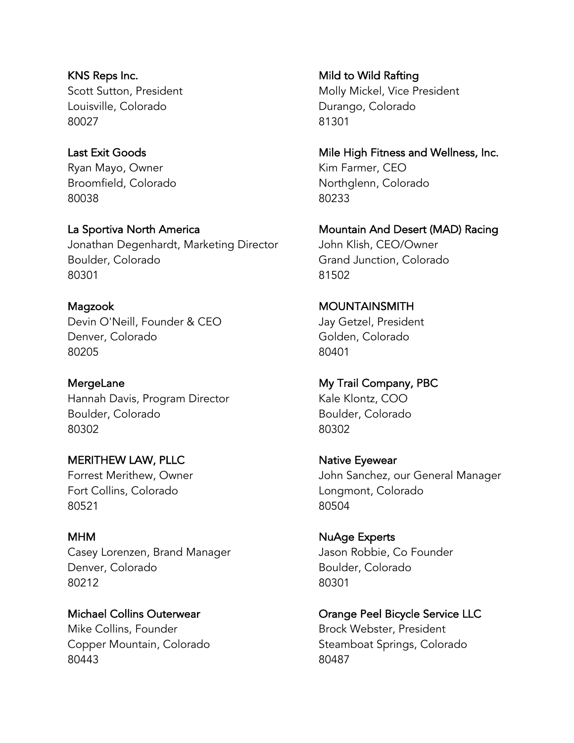KNS Reps Inc.
Scott Sutton, President
Louisville, Colorado
80027

Last Exit Goods
Ryan Mayo, Owner
Broomfield, Colorado
80038

La Sportiva North America
Jonathan Degenhardt, Marketing Director
Boulder, Colorado
80301

Magzook
Devin O'Neill, Founder & CEO
Denver, Colorado
80205

MergeLane
Hannah Davis, Program Director
Boulder, Colorado
80302

MERITHEW LAW, PLLC
Forrest Merithew, Owner
Fort Collins, Colorado
80521

MHM
Casey Lorenzen, Brand Manager
Denver, Colorado
80212

Michael Collins Outerwear
Mike Collins, Founder
Copper Mountain, Colorado
80443

Mild to Wild Rafting
Molly Mickel, Vice President
Durango, Colorado
81301

Mile High Fitness and Wellness, Inc.
Kim Farmer, CEO
Northglenn, Colorado
80233

Mountain And Desert (MAD) Racing
John Klish, CEO/Owner
Grand Junction, Colorado
81502

MOUNTAINSMITH
Jay Getzel, President
Golden, Colorado
80401

My Trail Company, PBC
Kale Klontz, COO
Boulder, Colorado
80302

Native Eyewear
John Sanchez, our General Manager
Longmont, Colorado
80504

NuAge Experts
Jason Robbie, Co Founder
Boulder, Colorado
80301

Orange Peel Bicycle Service LLC
Brock Webster, President
Steamboat Springs, Colorado
80487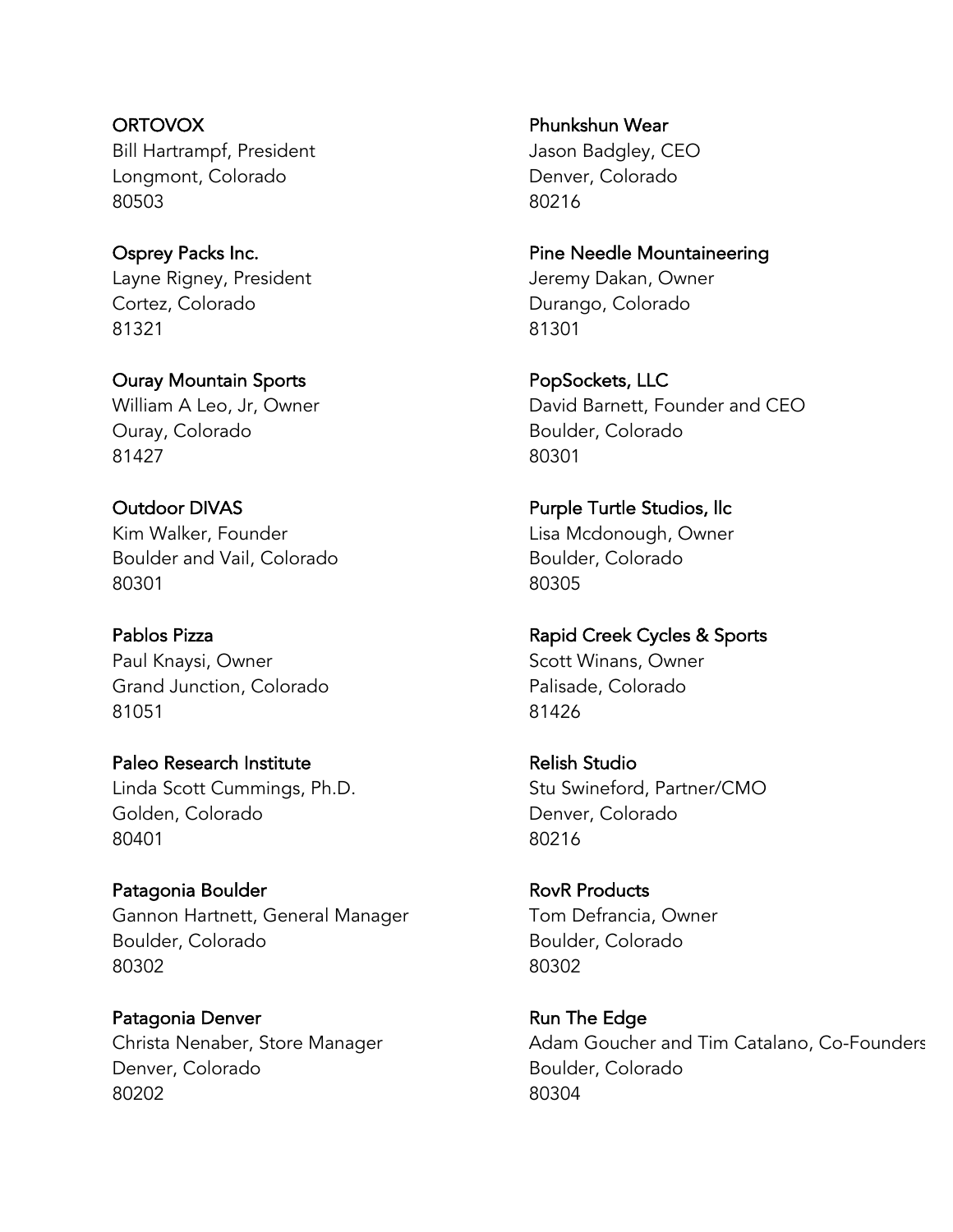ORTOVOX
Bill Hartrampf, President
Longmont, Colorado
80503

Osprey Packs Inc.
Layne Rigney, President
Cortez, Colorado
81321

Ouray Mountain Sports
William A Leo, Jr, Owner
Ouray, Colorado
81427

Outdoor DIVAS
Kim Walker, Founder
Boulder and Vail, Colorado
80301

Pablos Pizza
Paul Knaysi, Owner
Grand Junction, Colorado
81051

Paleo Research Institute
Linda Scott Cummings, Ph.D.
Golden, Colorado
80401

Patagonia Boulder
Gannon Hartnett, General Manager
Boulder, Colorado
80302

Patagonia Denver
Christa Nenaber, Store Manager
Denver, Colorado
80202

Phunkshun Wear
Jason Badgley, CEO
Denver, Colorado
80216

Pine Needle Mountaineering
Jeremy Dakan, Owner
Durango, Colorado
81301

PopSockets, LLC
David Barnett, Founder and CEO
Boulder, Colorado
80301

Purple Turtle Studios, llc
Lisa Mcdonough, Owner
Boulder, Colorado
80305

Rapid Creek Cycles & Sports
Scott Winans, Owner
Palisade, Colorado
81426

Relish Studio
Stu Swineford, Partner/CMO
Denver, Colorado
80216

RovR Products
Tom Defrancia, Owner
Boulder, Colorado
80302

Run The Edge
Adam Goucher and Tim Catalano, Co-Founders
Boulder, Colorado
80304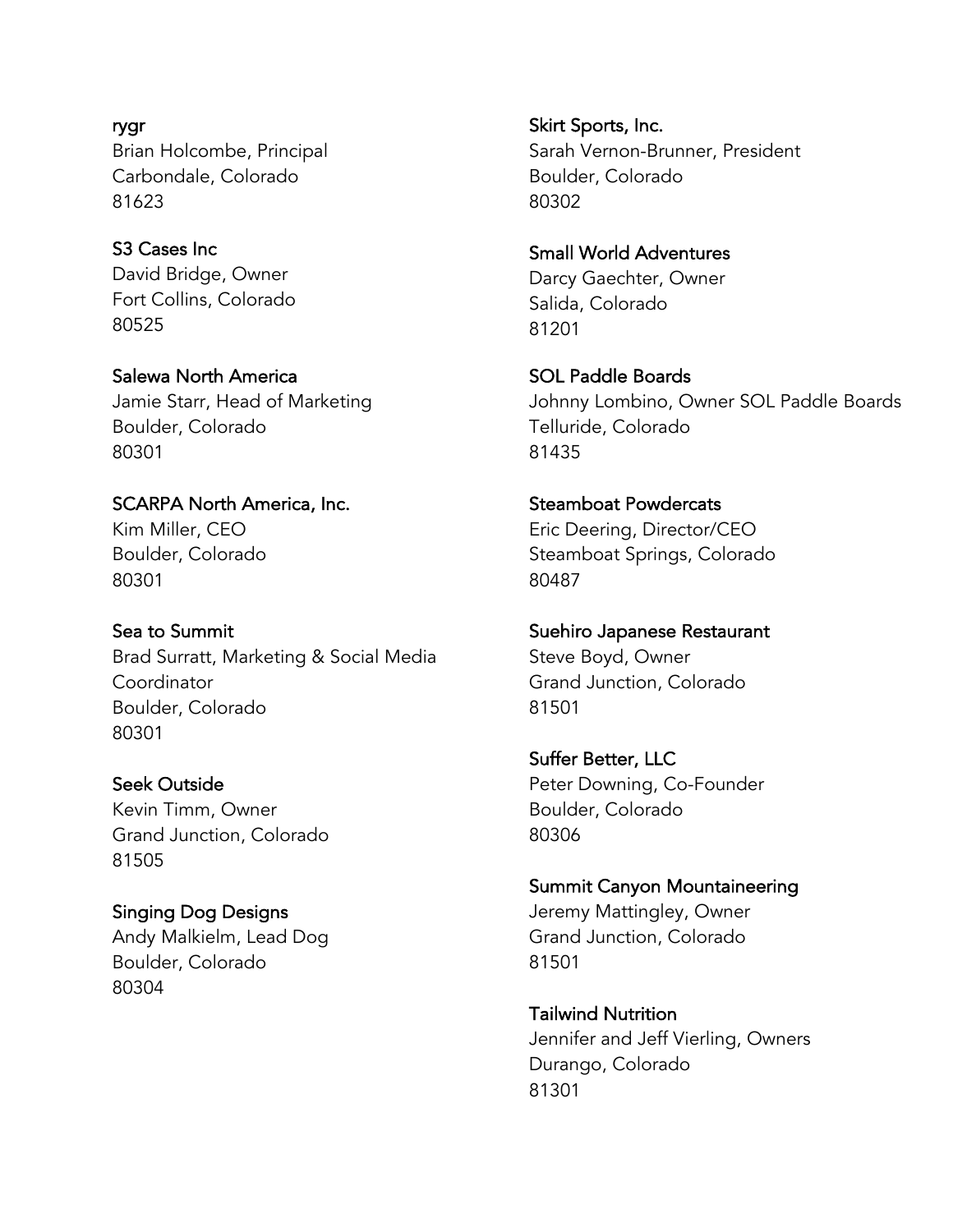rygr
Brian Holcombe, Principal
Carbondale, Colorado
81623

S3 Cases Inc
David Bridge, Owner
Fort Collins, Colorado
80525

Salewa North America
Jamie Starr, Head of Marketing
Boulder, Colorado
80301

SCARPA North America, Inc.
Kim Miller, CEO
Boulder, Colorado
80301

Sea to Summit
Brad Surratt, Marketing & Social Media Coordinator
Boulder, Colorado
80301

Seek Outside
Kevin Timm, Owner
Grand Junction, Colorado
81505

Singing Dog Designs
Andy Malkielm, Lead Dog
Boulder, Colorado
80304

Skirt Sports, Inc.
Sarah Vernon-Brunner, President
Boulder, Colorado
80302

Small World Adventures
Darcy Gaechter, Owner
Salida, Colorado
81201

SOL Paddle Boards
Johnny Lombino, Owner SOL Paddle Boards
Telluride, Colorado
81435

Steamboat Powdercats
Eric Deering, Director/CEO
Steamboat Springs, Colorado
80487

Suehiro Japanese Restaurant
Steve Boyd, Owner
Grand Junction, Colorado
81501

Suffer Better, LLC
Peter Downing, Co-Founder
Boulder, Colorado
80306

Summit Canyon Mountaineering
Jeremy Mattingley, Owner
Grand Junction, Colorado
81501

Tailwind Nutrition
Jennifer and Jeff Vierling, Owners
Durango, Colorado
81301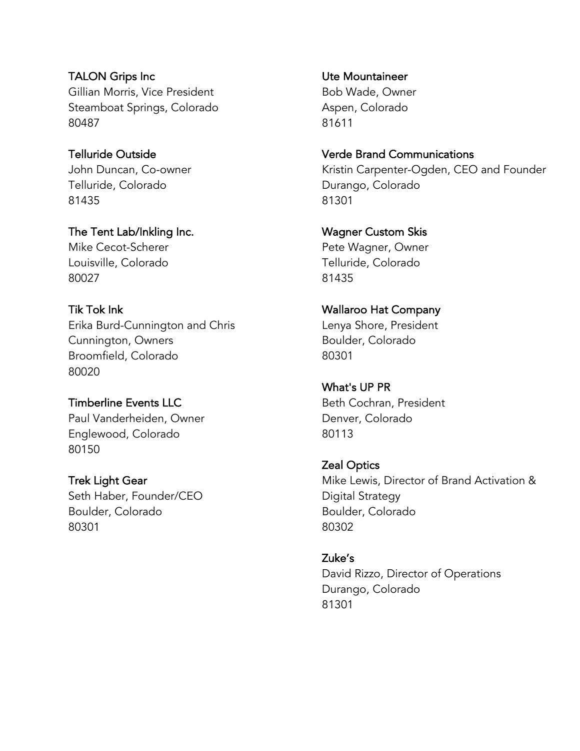TALON Grips Inc
Gillian Morris, Vice President
Steamboat Springs, Colorado
80487

Telluride Outside
John Duncan, Co-owner
Telluride, Colorado
81435

The Tent Lab/Inkling Inc.
Mike Cecot-Scherer
Louisville, Colorado
80027

Tik Tok Ink
Erika Burd-Cunnington and Chris Cunnington, Owners
Broomfield, Colorado
80020

Timberline Events LLC
Paul Vanderheiden, Owner
Englewood, Colorado
80150

Trek Light Gear
Seth Haber, Founder/CEO
Boulder, Colorado
80301

Ute Mountaineer
Bob Wade, Owner
Aspen, Colorado
81611

Verde Brand Communications
Kristin Carpenter-Ogden, CEO and Founder
Durango, Colorado
81301

Wagner Custom Skis
Pete Wagner, Owner
Telluride, Colorado
81435

Wallaroo Hat Company
Lenya Shore, President
Boulder, Colorado
80301

What's UP PR
Beth Cochran, President
Denver, Colorado
80113

Zeal Optics
Mike Lewis, Director of Brand Activation & Digital Strategy
Boulder, Colorado
80302

Zuke's
David Rizzo, Director of Operations
Durango, Colorado
81301